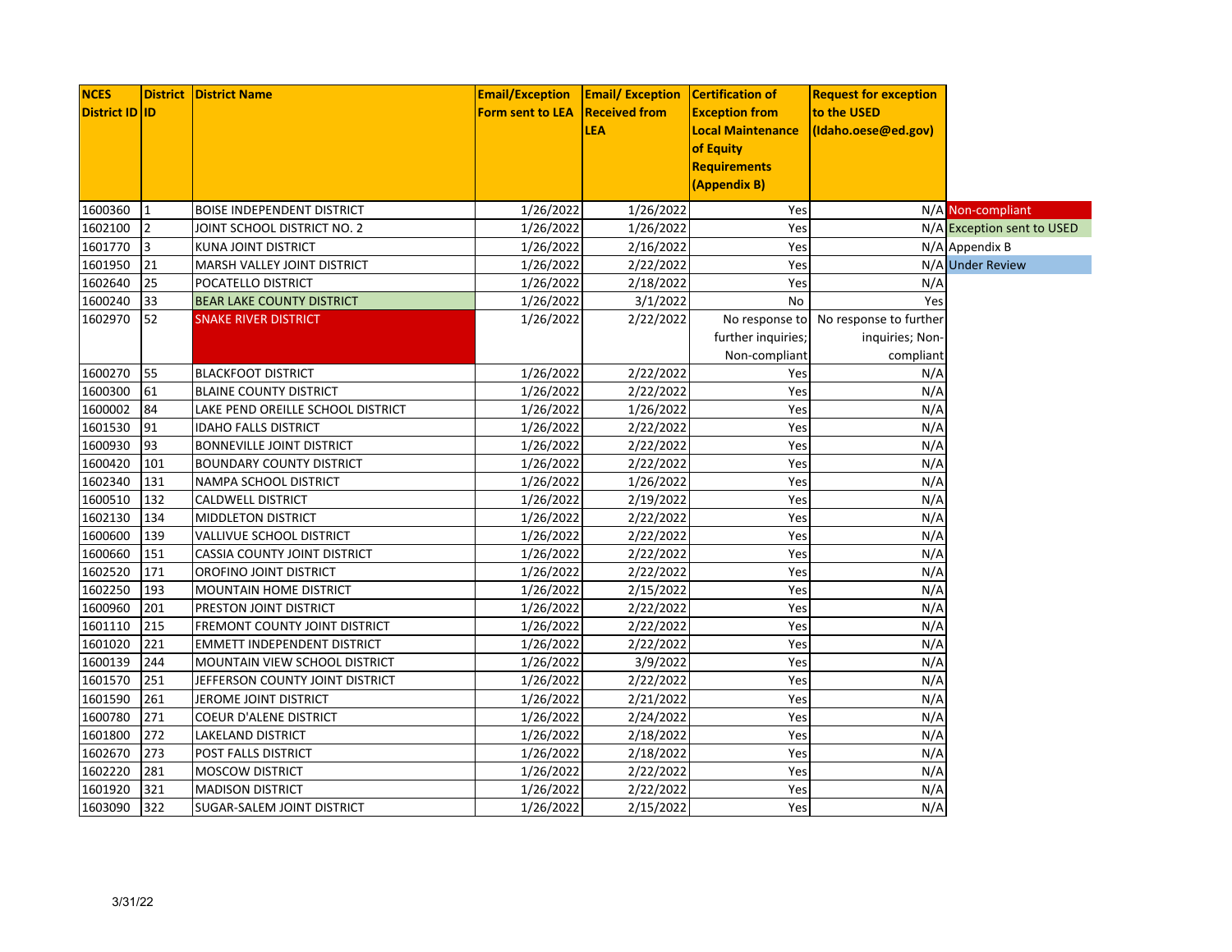| NCES District ID | District ID | District Name | Email/Exception Form sent to LEA | Email/ Exception Received from LEA | Certification of Exception from Local Maintenance of Equity Requirements (Appendix B) | Request for exception to the USED (Idaho.oese@ed.gov) |
|---|---|---|---|---|---|---|
| 1600360 | 1 | BOISE INDEPENDENT DISTRICT | 1/26/2022 | 1/26/2022 | Yes | N/A |
| 1602100 | 2 | JOINT SCHOOL DISTRICT NO. 2 | 1/26/2022 | 1/26/2022 | Yes | N/A |
| 1601770 | 3 | KUNA JOINT DISTRICT | 1/26/2022 | 2/16/2022 | Yes | N/A |
| 1601950 | 21 | MARSH VALLEY JOINT DISTRICT | 1/26/2022 | 2/22/2022 | Yes | N/A |
| 1602640 | 25 | POCATELLO DISTRICT | 1/26/2022 | 2/18/2022 | Yes | N/A |
| 1600240 | 33 | BEAR LAKE COUNTY DISTRICT | 1/26/2022 | 3/1/2022 | No | Yes |
| 1602970 | 52 | SNAKE RIVER DISTRICT | 1/26/2022 | 2/22/2022 | No response to further inquiries; Non-compliant | No response to further inquiries; Non-compliant |
| 1600270 | 55 | BLACKFOOT DISTRICT | 1/26/2022 | 2/22/2022 | Yes | N/A |
| 1600300 | 61 | BLAINE COUNTY DISTRICT | 1/26/2022 | 2/22/2022 | Yes | N/A |
| 1600002 | 84 | LAKE PEND OREILLE SCHOOL DISTRICT | 1/26/2022 | 1/26/2022 | Yes | N/A |
| 1601530 | 91 | IDAHO FALLS DISTRICT | 1/26/2022 | 2/22/2022 | Yes | N/A |
| 1600930 | 93 | BONNEVILLE JOINT DISTRICT | 1/26/2022 | 2/22/2022 | Yes | N/A |
| 1600420 | 101 | BOUNDARY COUNTY DISTRICT | 1/26/2022 | 2/22/2022 | Yes | N/A |
| 1602340 | 131 | NAMPA SCHOOL DISTRICT | 1/26/2022 | 1/26/2022 | Yes | N/A |
| 1600510 | 132 | CALDWELL DISTRICT | 1/26/2022 | 2/19/2022 | Yes | N/A |
| 1602130 | 134 | MIDDLETON DISTRICT | 1/26/2022 | 2/22/2022 | Yes | N/A |
| 1600600 | 139 | VALLIVUE SCHOOL DISTRICT | 1/26/2022 | 2/22/2022 | Yes | N/A |
| 1600660 | 151 | CASSIA COUNTY JOINT DISTRICT | 1/26/2022 | 2/22/2022 | Yes | N/A |
| 1602520 | 171 | OROFINO JOINT DISTRICT | 1/26/2022 | 2/22/2022 | Yes | N/A |
| 1602250 | 193 | MOUNTAIN HOME DISTRICT | 1/26/2022 | 2/15/2022 | Yes | N/A |
| 1600960 | 201 | PRESTON JOINT DISTRICT | 1/26/2022 | 2/22/2022 | Yes | N/A |
| 1601110 | 215 | FREMONT COUNTY JOINT DISTRICT | 1/26/2022 | 2/22/2022 | Yes | N/A |
| 1601020 | 221 | EMMETT INDEPENDENT DISTRICT | 1/26/2022 | 2/22/2022 | Yes | N/A |
| 1600139 | 244 | MOUNTAIN VIEW SCHOOL DISTRICT | 1/26/2022 | 3/9/2022 | Yes | N/A |
| 1601570 | 251 | JEFFERSON COUNTY JOINT DISTRICT | 1/26/2022 | 2/22/2022 | Yes | N/A |
| 1601590 | 261 | JEROME JOINT DISTRICT | 1/26/2022 | 2/21/2022 | Yes | N/A |
| 1600780 | 271 | COEUR D'ALENE DISTRICT | 1/26/2022 | 2/24/2022 | Yes | N/A |
| 1601800 | 272 | LAKELAND DISTRICT | 1/26/2022 | 2/18/2022 | Yes | N/A |
| 1602670 | 273 | POST FALLS DISTRICT | 1/26/2022 | 2/18/2022 | Yes | N/A |
| 1602220 | 281 | MOSCOW DISTRICT | 1/26/2022 | 2/22/2022 | Yes | N/A |
| 1601920 | 321 | MADISON DISTRICT | 1/26/2022 | 2/22/2022 | Yes | N/A |
| 1603090 | 322 | SUGAR-SALEM JOINT DISTRICT | 1/26/2022 | 2/15/2022 | Yes | N/A |

Legend:
- Non-compliant
- Exception sent to USED
- Appendix B
- Under Review

3/31/22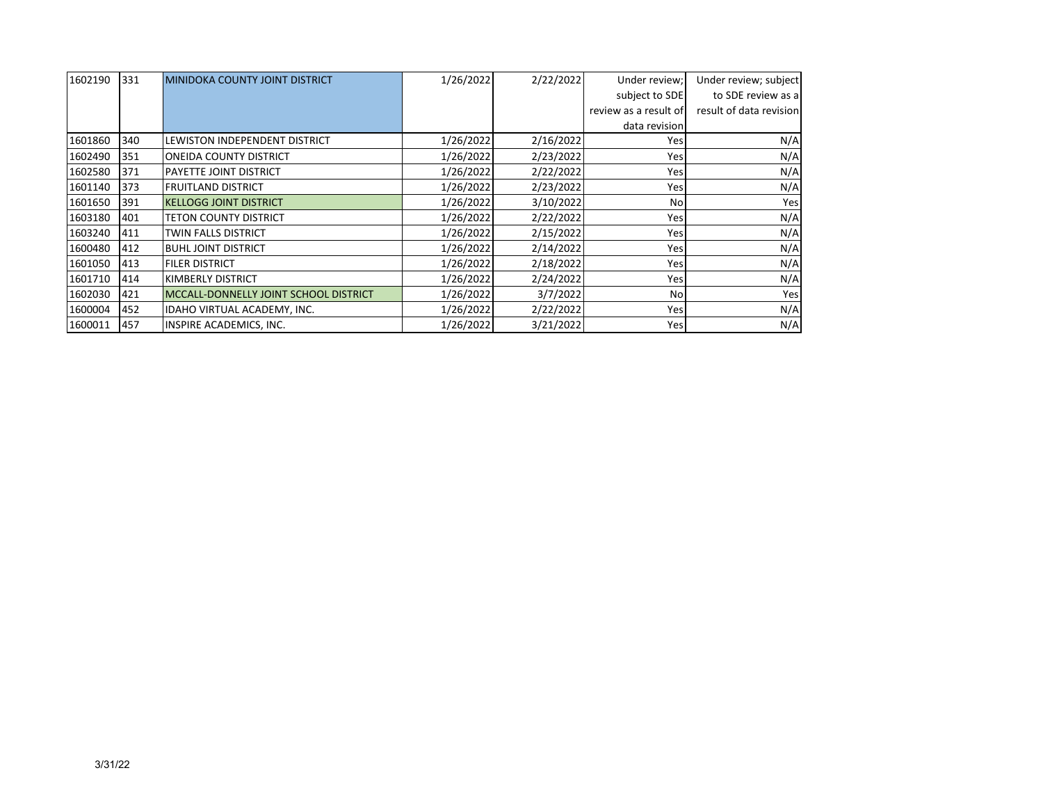| | | | | | | |
|---|---|---|---|---|---|---|
| 1602190 | 331 | MINIDOKA COUNTY JOINT DISTRICT | 1/26/2022 | 2/22/2022 | Under review; subject to SDE review as a result of data revision | Under review; subject to SDE review as a result of data revision |
| 1601860 | 340 | LEWISTON INDEPENDENT DISTRICT | 1/26/2022 | 2/16/2022 | Yes | N/A |
| 1602490 | 351 | ONEIDA COUNTY DISTRICT | 1/26/2022 | 2/23/2022 | Yes | N/A |
| 1602580 | 371 | PAYETTE JOINT DISTRICT | 1/26/2022 | 2/22/2022 | Yes | N/A |
| 1601140 | 373 | FRUITLAND DISTRICT | 1/26/2022 | 2/23/2022 | Yes | N/A |
| 1601650 | 391 | KELLOGG JOINT DISTRICT | 1/26/2022 | 3/10/2022 | No | Yes |
| 1603180 | 401 | TETON COUNTY DISTRICT | 1/26/2022 | 2/22/2022 | Yes | N/A |
| 1603240 | 411 | TWIN FALLS DISTRICT | 1/26/2022 | 2/15/2022 | Yes | N/A |
| 1600480 | 412 | BUHL JOINT DISTRICT | 1/26/2022 | 2/14/2022 | Yes | N/A |
| 1601050 | 413 | FILER DISTRICT | 1/26/2022 | 2/18/2022 | Yes | N/A |
| 1601710 | 414 | KIMBERLY DISTRICT | 1/26/2022 | 2/24/2022 | Yes | N/A |
| 1602030 | 421 | MCCALL-DONNELLY JOINT SCHOOL DISTRICT | 1/26/2022 | 3/7/2022 | No | Yes |
| 1600004 | 452 | IDAHO VIRTUAL ACADEMY, INC. | 1/26/2022 | 2/22/2022 | Yes | N/A |
| 1600011 | 457 | INSPIRE ACADEMICS, INC. | 1/26/2022 | 3/21/2022 | Yes | N/A |

3/31/22